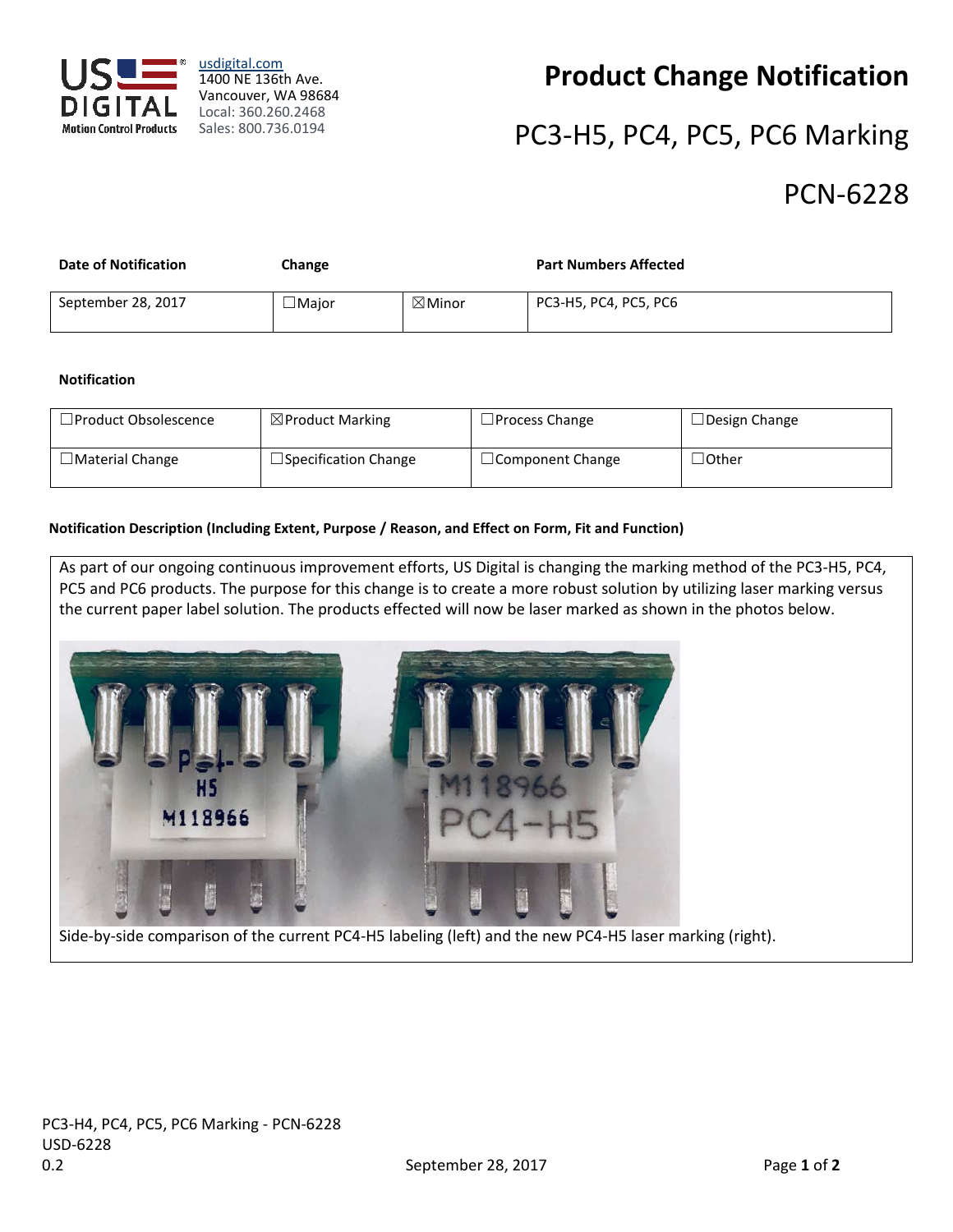usdigital.com
1400 NE 136th Ave.
Vancouver, WA 98684
Local: 360.260.2468
Sales: 800.736.0194

# Product Change Notification

## PC3-H5, PC4, PC5, PC6 Marking

## PCN-6228

| Date of Notification | Change | | Part Numbers Affected |
|---|---|---|---|
| September 28, 2017 | ☐Major | ☒Minor | PC3-H5, PC4, PC5, PC6 |

**Notification**

| | | | |
|---|---|---|---|
| ☐Product Obsolescence | ☒Product Marking | ☐Process Change | ☐Design Change |
| ☐Material Change | ☐Specification Change | ☐Component Change | ☐Other |

**Notification Description (Including Extent, Purpose / Reason, and Effect on Form, Fit and Function)**

As part of our ongoing continuous improvement efforts, US Digital is changing the marking method of the PC3-H5, PC4, PC5 and PC6 products. The purpose for this change is to create a more robust solution by utilizing laser marking versus the current paper label solution. The products effected will now be laser marked as shown in the photos below.

Side-by-side comparison of the current PC4-H5 labeling (left) and the new PC4-H5 laser marking (right).

PC3-H4, PC4, PC5, PC6 Marking - PCN-6228
USD-6228
0.2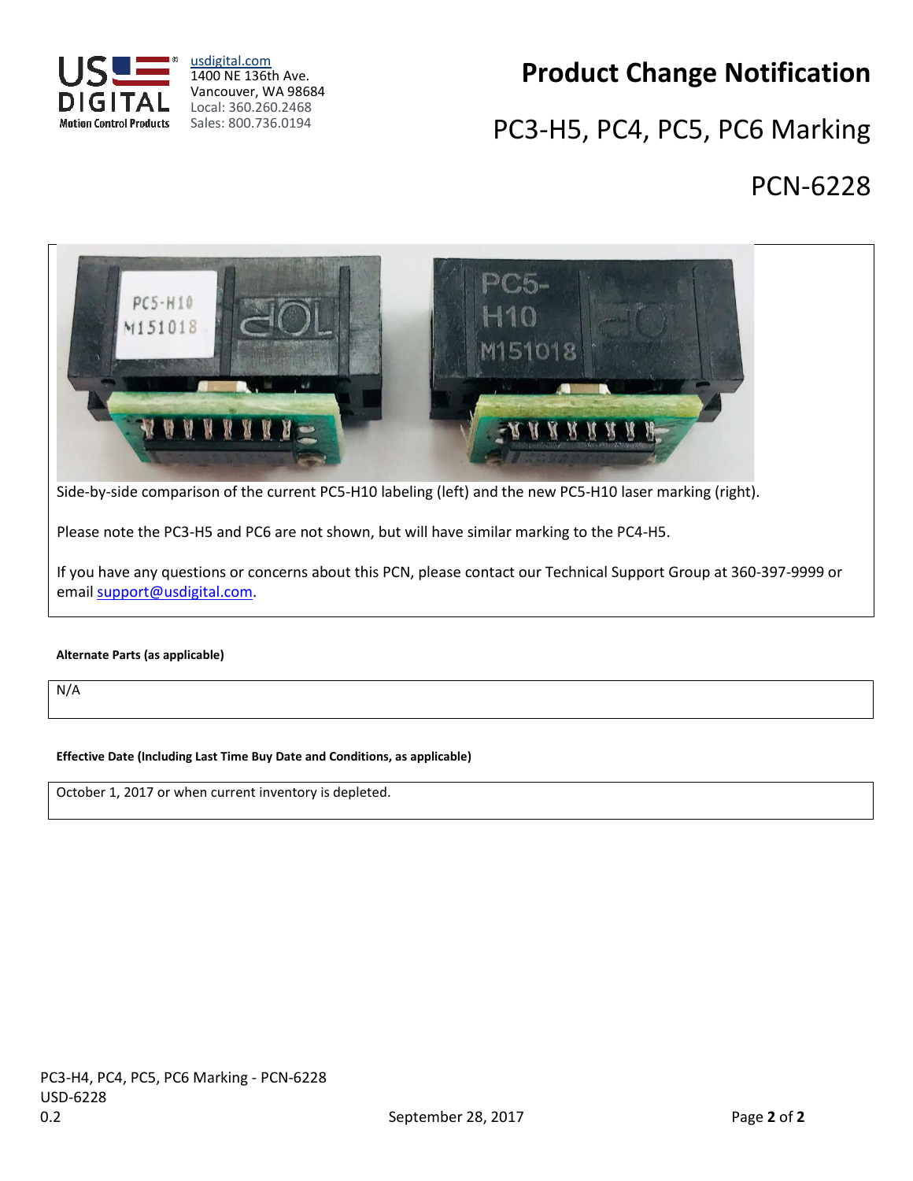# Product Change Notification

## PC3-H5, PC4, PC5, PC6 Marking

## PCN-6228

Side-by-side comparison of the current PC5-H10 labeling (left) and the new PC5-H10 laser marking (right).

Please note the PC3-H5 and PC6 are not shown, but will have similar marking to the PC4-H5.

If you have any questions or concerns about this PCN, please contact our Technical Support Group at 360-397-9999 or email support@usdigital.com.

**Alternate Parts (as applicable)**

N/A

**Effective Date (Including Last Time Buy Date and Conditions, as applicable)**

October 1, 2017 or when current inventory is depleted.